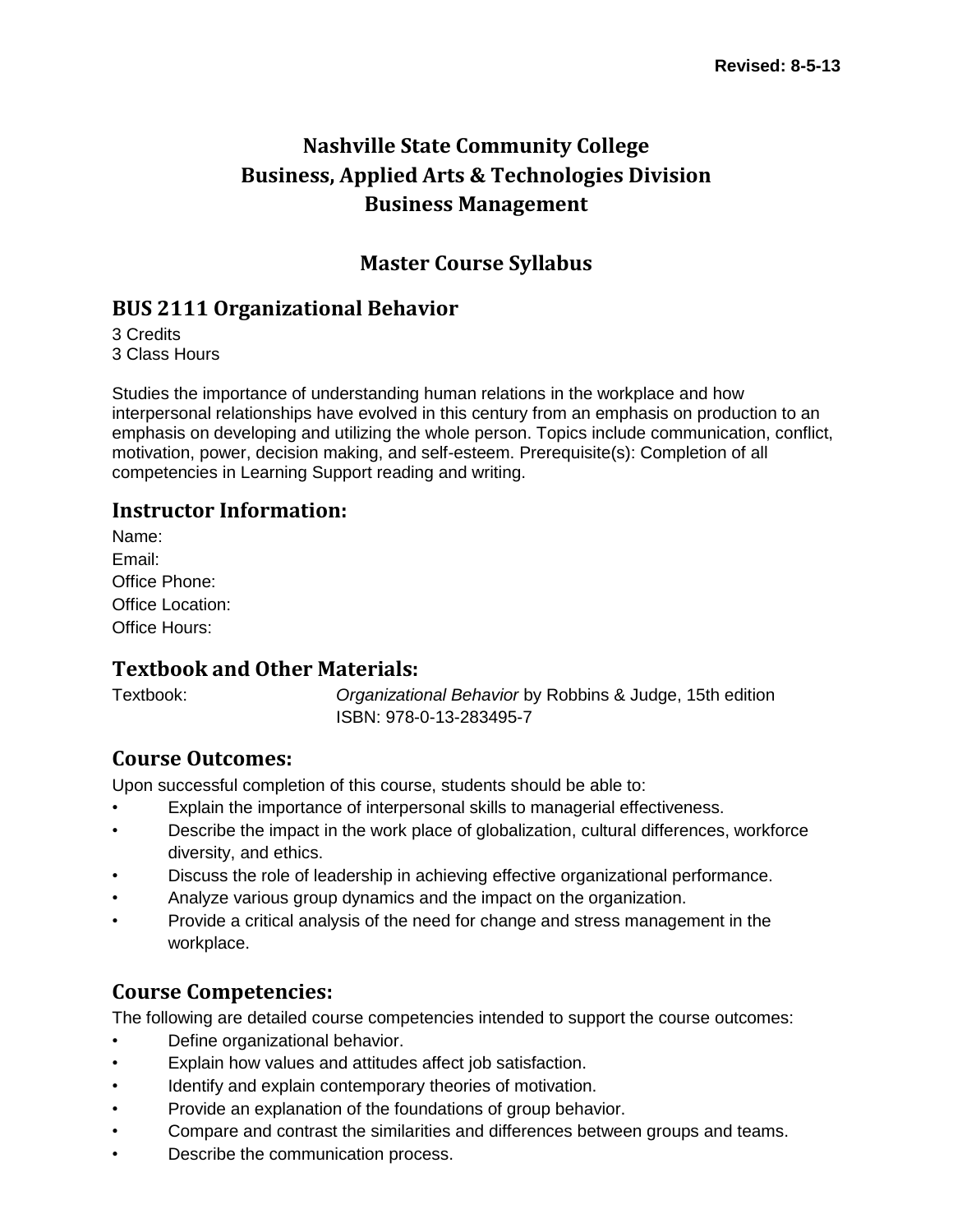**Revised: 8-5-13**

# Nashville State Community College
# Business, Applied Arts & Technologies Division
# Business Management

## Master Course Syllabus

## BUS 2111 Organizational Behavior

3 Credits
3 Class Hours

Studies the importance of understanding human relations in the workplace and how interpersonal relationships have evolved in this century from an emphasis on production to an emphasis on developing and utilizing the whole person. Topics include communication, conflict, motivation, power, decision making, and self-esteem. Prerequisite(s): Completion of all competencies in Learning Support reading and writing.

## Instructor Information:

Name:
Email:
Office Phone:
Office Location:
Office Hours:

## Textbook and Other Materials:

Textbook: *Organizational Behavior* by Robbins & Judge, 15th edition
ISBN: 978-0-13-283495-7

## Course Outcomes:

Upon successful completion of this course, students should be able to:

- Explain the importance of interpersonal skills to managerial effectiveness.
- Describe the impact in the work place of globalization, cultural differences, workforce diversity, and ethics.
- Discuss the role of leadership in achieving effective organizational performance.
- Analyze various group dynamics and the impact on the organization.
- Provide a critical analysis of the need for change and stress management in the workplace.

## Course Competencies:

The following are detailed course competencies intended to support the course outcomes:

- Define organizational behavior.
- Explain how values and attitudes affect job satisfaction.
- Identify and explain contemporary theories of motivation.
- Provide an explanation of the foundations of group behavior.
- Compare and contrast the similarities and differences between groups and teams.
- Describe the communication process.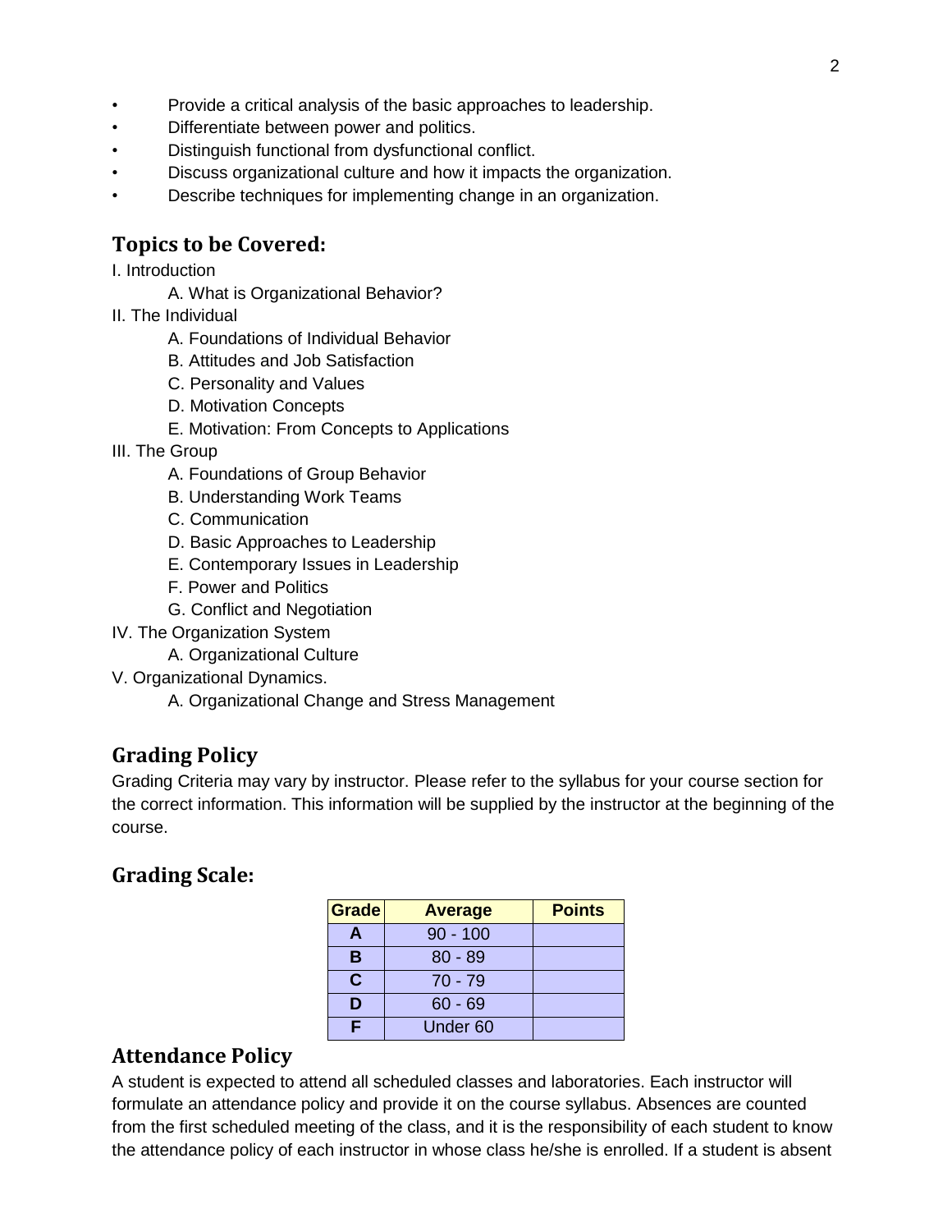- Provide a critical analysis of the basic approaches to leadership.
- Differentiate between power and politics.
- Distinguish functional from dysfunctional conflict.
- Discuss organizational culture and how it impacts the organization.
- Describe techniques for implementing change in an organization.

## Topics to be Covered:

I. Introduction

   A. What is Organizational Behavior?

II. The Individual

   A. Foundations of Individual Behavior

   B. Attitudes and Job Satisfaction

   C. Personality and Values

   D. Motivation Concepts

   E. Motivation: From Concepts to Applications

III. The Group

   A. Foundations of Group Behavior

   B. Understanding Work Teams

   C. Communication

   D. Basic Approaches to Leadership

   E. Contemporary Issues in Leadership

   F. Power and Politics

   G. Conflict and Negotiation

IV. The Organization System

   A. Organizational Culture

V. Organizational Dynamics.

   A. Organizational Change and Stress Management

## Grading Policy

Grading Criteria may vary by instructor. Please refer to the syllabus for your course section for the correct information. This information will be supplied by the instructor at the beginning of the course.

## Grading Scale:

| Grade | Average | Points |
|---|---|---|
| A | 90 - 100 | |
| B | 80 - 89 | |
| C | 70 - 79 | |
| D | 60 - 69 | |
| F | Under 60 | |

## Attendance Policy

A student is expected to attend all scheduled classes and laboratories. Each instructor will formulate an attendance policy and provide it on the course syllabus. Absences are counted from the first scheduled meeting of the class, and it is the responsibility of each student to know the attendance policy of each instructor in whose class he/she is enrolled. If a student is absent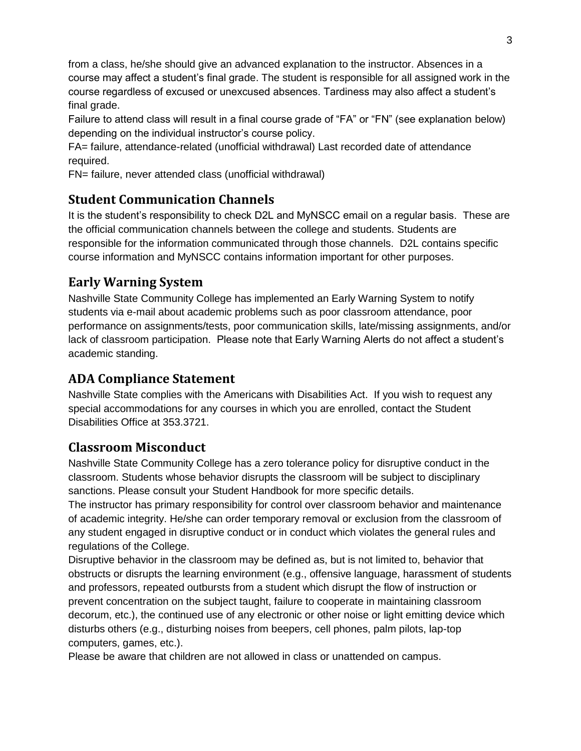from a class, he/she should give an advanced explanation to the instructor. Absences in a course may affect a student's final grade. The student is responsible for all assigned work in the course regardless of excused or unexcused absences. Tardiness may also affect a student's final grade.

Failure to attend class will result in a final course grade of "FA" or "FN" (see explanation below) depending on the individual instructor's course policy.

FA= failure, attendance-related (unofficial withdrawal) Last recorded date of attendance required.

FN= failure, never attended class (unofficial withdrawal)

## Student Communication Channels

It is the student's responsibility to check D2L and MyNSCC email on a regular basis. These are the official communication channels between the college and students. Students are responsible for the information communicated through those channels. D2L contains specific course information and MyNSCC contains information important for other purposes.

## Early Warning System

Nashville State Community College has implemented an Early Warning System to notify students via e-mail about academic problems such as poor classroom attendance, poor performance on assignments/tests, poor communication skills, late/missing assignments, and/or lack of classroom participation. Please note that Early Warning Alerts do not affect a student's academic standing.

## ADA Compliance Statement

Nashville State complies with the Americans with Disabilities Act. If you wish to request any special accommodations for any courses in which you are enrolled, contact the Student Disabilities Office at 353.3721.

## Classroom Misconduct

Nashville State Community College has a zero tolerance policy for disruptive conduct in the classroom. Students whose behavior disrupts the classroom will be subject to disciplinary sanctions. Please consult your Student Handbook for more specific details.

The instructor has primary responsibility for control over classroom behavior and maintenance of academic integrity. He/she can order temporary removal or exclusion from the classroom of any student engaged in disruptive conduct or in conduct which violates the general rules and regulations of the College.

Disruptive behavior in the classroom may be defined as, but is not limited to, behavior that obstructs or disrupts the learning environment (e.g., offensive language, harassment of students and professors, repeated outbursts from a student which disrupt the flow of instruction or prevent concentration on the subject taught, failure to cooperate in maintaining classroom decorum, etc.), the continued use of any electronic or other noise or light emitting device which disturbs others (e.g., disturbing noises from beepers, cell phones, palm pilots, lap-top computers, games, etc.).

Please be aware that children are not allowed in class or unattended on campus.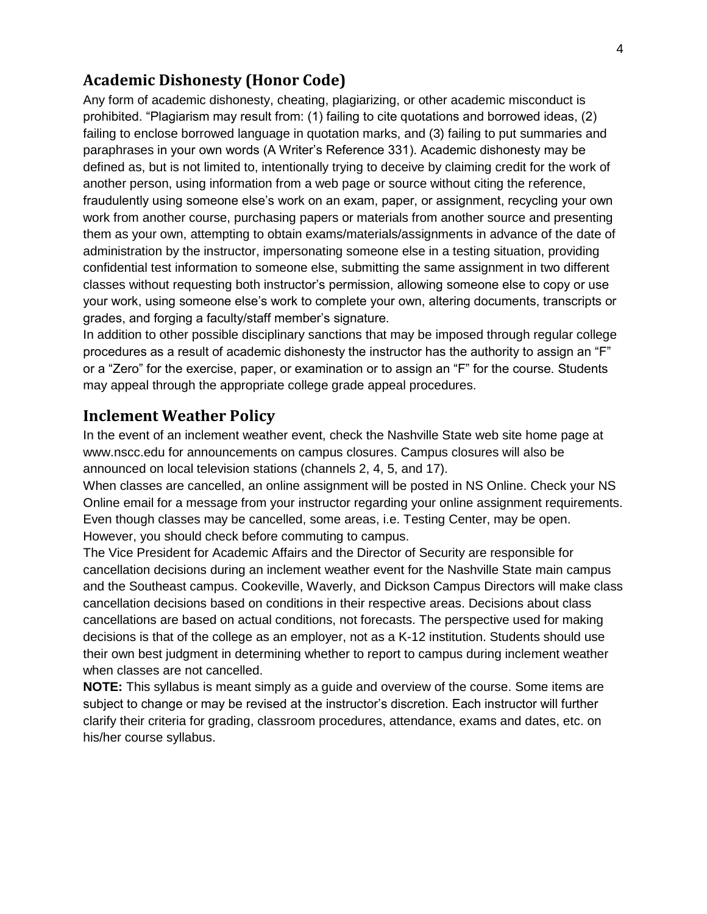## Academic Dishonesty (Honor Code)

Any form of academic dishonesty, cheating, plagiarizing, or other academic misconduct is prohibited. "Plagiarism may result from: (1) failing to cite quotations and borrowed ideas, (2) failing to enclose borrowed language in quotation marks, and (3) failing to put summaries and paraphrases in your own words (A Writer's Reference 331). Academic dishonesty may be defined as, but is not limited to, intentionally trying to deceive by claiming credit for the work of another person, using information from a web page or source without citing the reference, fraudulently using someone else's work on an exam, paper, or assignment, recycling your own work from another course, purchasing papers or materials from another source and presenting them as your own, attempting to obtain exams/materials/assignments in advance of the date of administration by the instructor, impersonating someone else in a testing situation, providing confidential test information to someone else, submitting the same assignment in two different classes without requesting both instructor's permission, allowing someone else to copy or use your work, using someone else's work to complete your own, altering documents, transcripts or grades, and forging a faculty/staff member's signature.

In addition to other possible disciplinary sanctions that may be imposed through regular college procedures as a result of academic dishonesty the instructor has the authority to assign an "F" or a "Zero" for the exercise, paper, or examination or to assign an "F" for the course. Students may appeal through the appropriate college grade appeal procedures.

## Inclement Weather Policy

In the event of an inclement weather event, check the Nashville State web site home page at www.nscc.edu for announcements on campus closures. Campus closures will also be announced on local television stations (channels 2, 4, 5, and 17).

When classes are cancelled, an online assignment will be posted in NS Online. Check your NS Online email for a message from your instructor regarding your online assignment requirements. Even though classes may be cancelled, some areas, i.e. Testing Center, may be open. However, you should check before commuting to campus.

The Vice President for Academic Affairs and the Director of Security are responsible for cancellation decisions during an inclement weather event for the Nashville State main campus and the Southeast campus. Cookeville, Waverly, and Dickson Campus Directors will make class cancellation decisions based on conditions in their respective areas. Decisions about class cancellations are based on actual conditions, not forecasts. The perspective used for making decisions is that of the college as an employer, not as a K-12 institution. Students should use their own best judgment in determining whether to report to campus during inclement weather when classes are not cancelled.

**NOTE:** This syllabus is meant simply as a guide and overview of the course. Some items are subject to change or may be revised at the instructor's discretion. Each instructor will further clarify their criteria for grading, classroom procedures, attendance, exams and dates, etc. on his/her course syllabus.